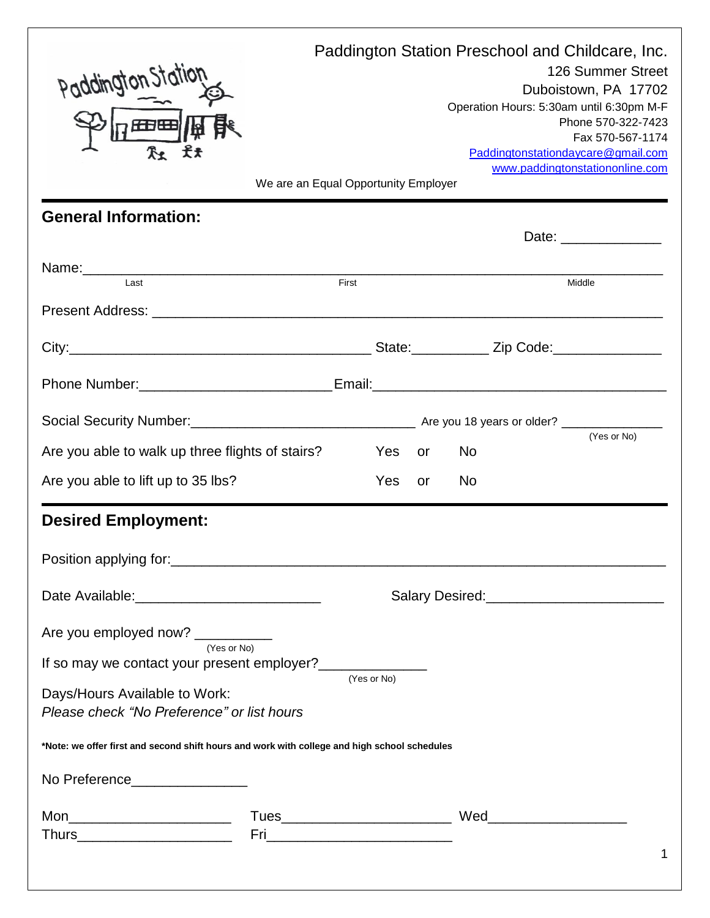Paddington Station Preschool and Childcare, Inc.
126 Summer Street
Duboistown, PA 17702
Operation Hours: 5:30am until 6:30pm M-F
Phone 570-322-7423
Fax 570-567-1174
Paddingtonstationdaycare@gmail.com
www.paddingtonstationonline.com

We are an Equal Opportunity Employer

## General Information:

Date: _____________

Name:_______________________________________________________________________
Last First Middle

Present Address: ____________________________________________________________

City:________________________________________ State:__________ Zip Code:______________

Phone Number:________________________ Email:______________________________________

Social Security Number:_____________________________ Are you 18 years or older? ______________ (Yes or No)

Are you able to walk up three flights of stairs? Yes or No

Are you able to lift up to 35 lbs? Yes or No

## Desired Employment:

Position applying for:____________________________________________________________

Date Available:________________________ Salary Desired:_______________________

Are you employed now? __________ (Yes or No)

If so may we contact your present employer?_____________ (Yes or No)

Days/Hours Available to Work:
*Please check "No Preference" or list hours*

**\*Note: we offer first and second shift hours and work with college and high school schedules**

No Preference_______________

Mon_____________________ Tues______________________ Wed__________________
Thurs____________________ Fri________________________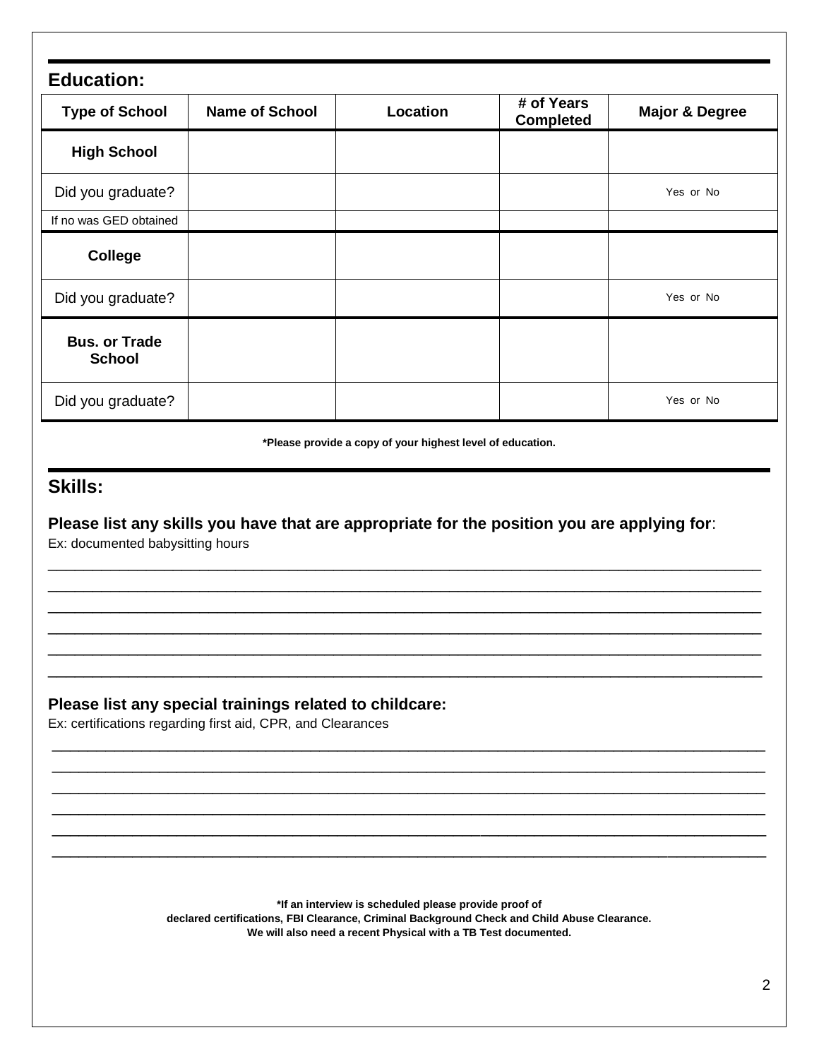## Education:

| Type of School | Name of School | Location | # of Years Completed | Major & Degree |
|---|---|---|---|---|
| **High School** | | | | |
| Did you graduate? | | | | Yes or No |
| If no was GED obtained | | | | |
| **College** | | | | |
| Did you graduate? | | | | Yes or No |
| **Bus. or Trade School** | | | | |
| Did you graduate? | | | | Yes or No |

**\*Please provide a copy of your highest level of education.**

## Skills:

**Please list any skills you have that are appropriate for the position you are applying for**:
Ex: documented babysitting hours

______________________________________________________________________________

______________________________________________________________________________

______________________________________________________________________________

______________________________________________________________________________

______________________________________________________________________________

______________________________________________________________________________

**Please list any special trainings related to childcare:**
Ex: certifications regarding first aid, CPR, and Clearances

______________________________________________________________________________

______________________________________________________________________________

______________________________________________________________________________

______________________________________________________________________________

______________________________________________________________________________

______________________________________________________________________________

**\*If an interview is scheduled please provide proof of declared certifications, FBI Clearance, Criminal Background Check and Child Abuse Clearance. We will also need a recent Physical with a TB Test documented.**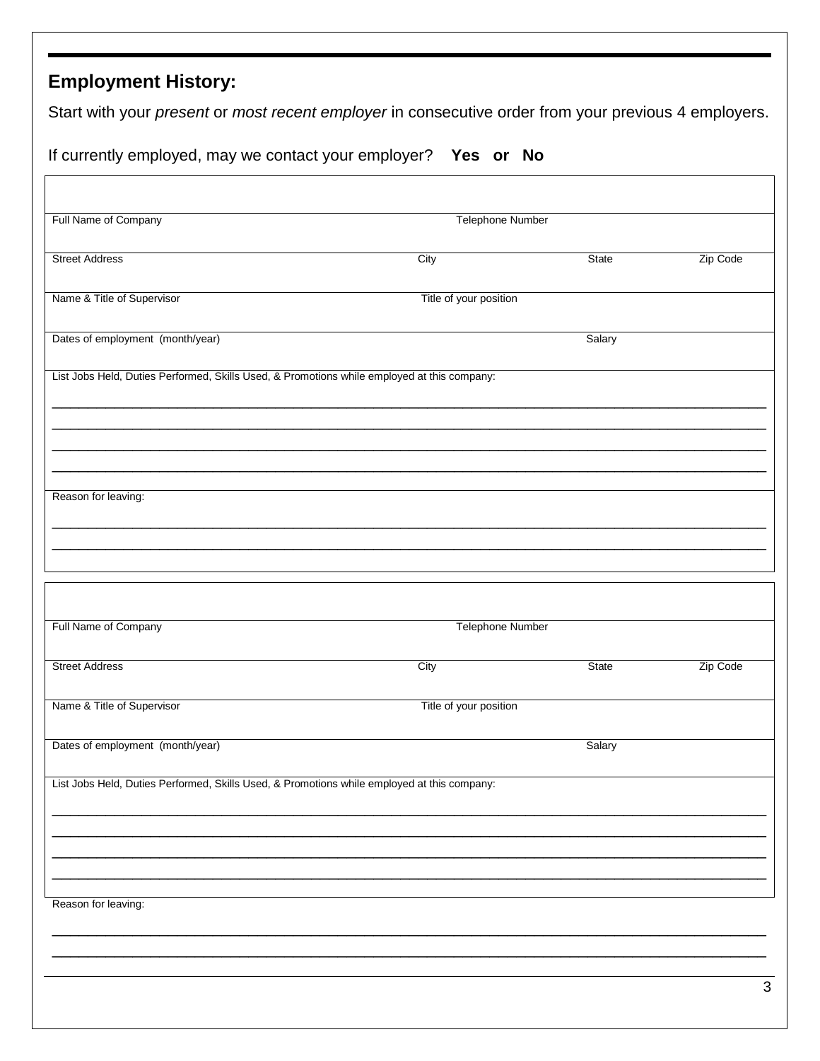## Employment History:

Start with your *present* or *most recent employer* in consecutive order from your previous 4 employers.

If currently employed, may we contact your employer? **Yes or No**

| | | | |
|---|---|---|---|
| Full Name of Company | Telephone Number | | |
| Street Address | City | State | Zip Code |
| Name & Title of Supervisor | Title of your position | | |
| Dates of employment (month/year) | | Salary | |

List Jobs Held, Duties Performed, Skills Used, & Promotions while employed at this company:

____________________________________________________________________________________________

____________________________________________________________________________________________

____________________________________________________________________________________________

____________________________________________________________________________________________

Reason for leaving:

____________________________________________________________________________________________

____________________________________________________________________________________________

| | | | |
|---|---|---|---|
| Full Name of Company | Telephone Number | | |
| Street Address | City | State | Zip Code |
| Name & Title of Supervisor | Title of your position | | |
| Dates of employment (month/year) | | Salary | |

List Jobs Held, Duties Performed, Skills Used, & Promotions while employed at this company:

____________________________________________________________________________________________

____________________________________________________________________________________________

____________________________________________________________________________________________

____________________________________________________________________________________________

Reason for leaving:

____________________________________________________________________________________________

____________________________________________________________________________________________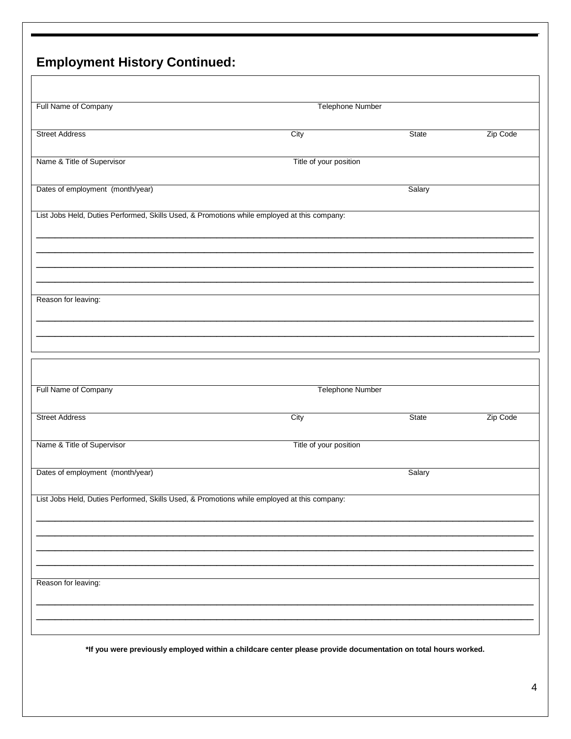## Employment History Continued:

| | | | |
|---|---|---|---|
| Full Name of Company | Telephone Number | | |
| Street Address | City | State | Zip Code |
| Name & Title of Supervisor | Title of your position | | |
| Dates of employment (month/year) | | Salary | |

List Jobs Held, Duties Performed, Skills Used, & Promotions while employed at this company:

____________________________________________________________________________________________

____________________________________________________________________________________________

____________________________________________________________________________________________

____________________________________________________________________________________________

Reason for leaving:

____________________________________________________________________________________________

____________________________________________________________________________________________

| | | | |
|---|---|---|---|
| Full Name of Company | Telephone Number | | |
| Street Address | City | State | Zip Code |
| Name & Title of Supervisor | Title of your position | | |
| Dates of employment (month/year) | | Salary | |

List Jobs Held, Duties Performed, Skills Used, & Promotions while employed at this company:

____________________________________________________________________________________________

____________________________________________________________________________________________

____________________________________________________________________________________________

____________________________________________________________________________________________

Reason for leaving:

____________________________________________________________________________________________

____________________________________________________________________________________________

**\*If you were previously employed within a childcare center please provide documentation on total hours worked.**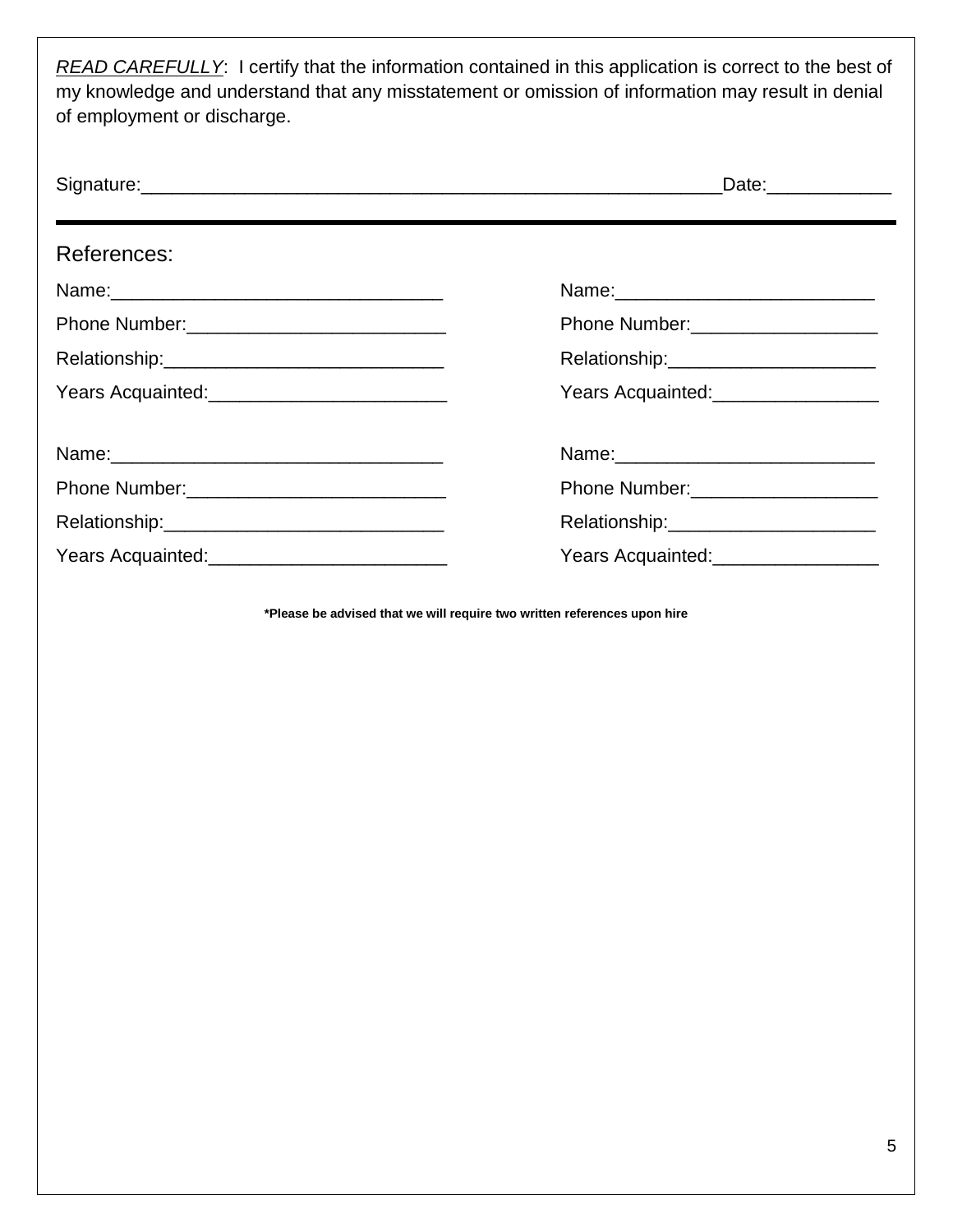*<u>READ CAREFULLY</u>*: I certify that the information contained in this application is correct to the best of my knowledge and understand that any misstatement or omission of information may result in denial of employment or discharge.

Signature:_______________________________________________________Date:____________

---

## References:

Name:________________________________

Phone Number:_________________________

Relationship:___________________________

Years Acquainted:_______________________

Name:_________________________

Phone Number:__________________

Relationship:____________________

Years Acquainted:________________

Name:________________________________

Phone Number:_________________________

Relationship:___________________________

Years Acquainted:_______________________

Name:_________________________

Phone Number:__________________

Relationship:____________________

Years Acquainted:________________

**\*Please be advised that we will require two written references upon hire**